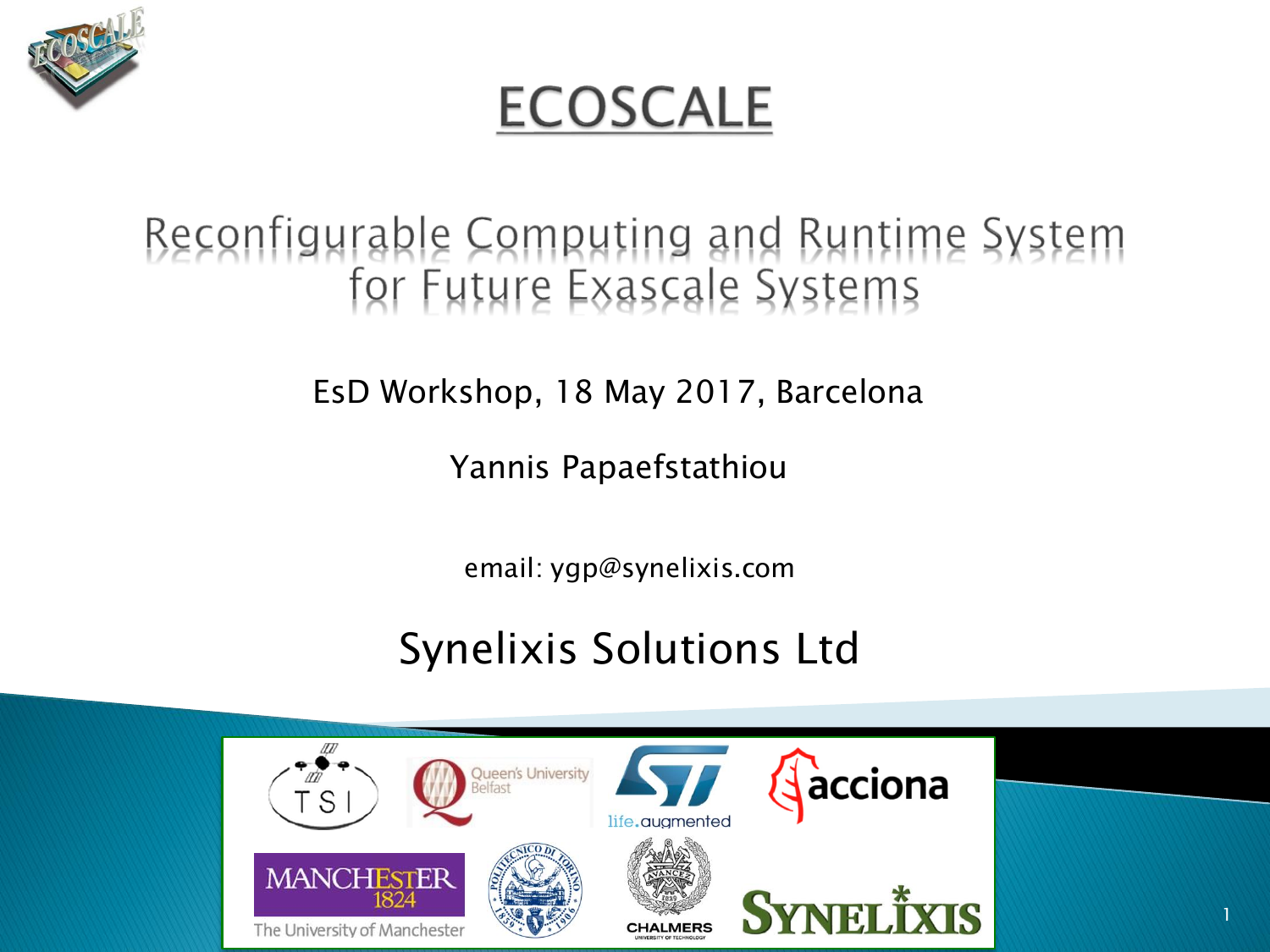# ECOSCALE

## Reconfigurable Computing and Runtime System for Future Exascale Systems

EsD Workshop, 18 May 2017, Barcelona

Yannis Papaefstathiou

email: ygp@synelixis.com

Synelixis Solutions Ltd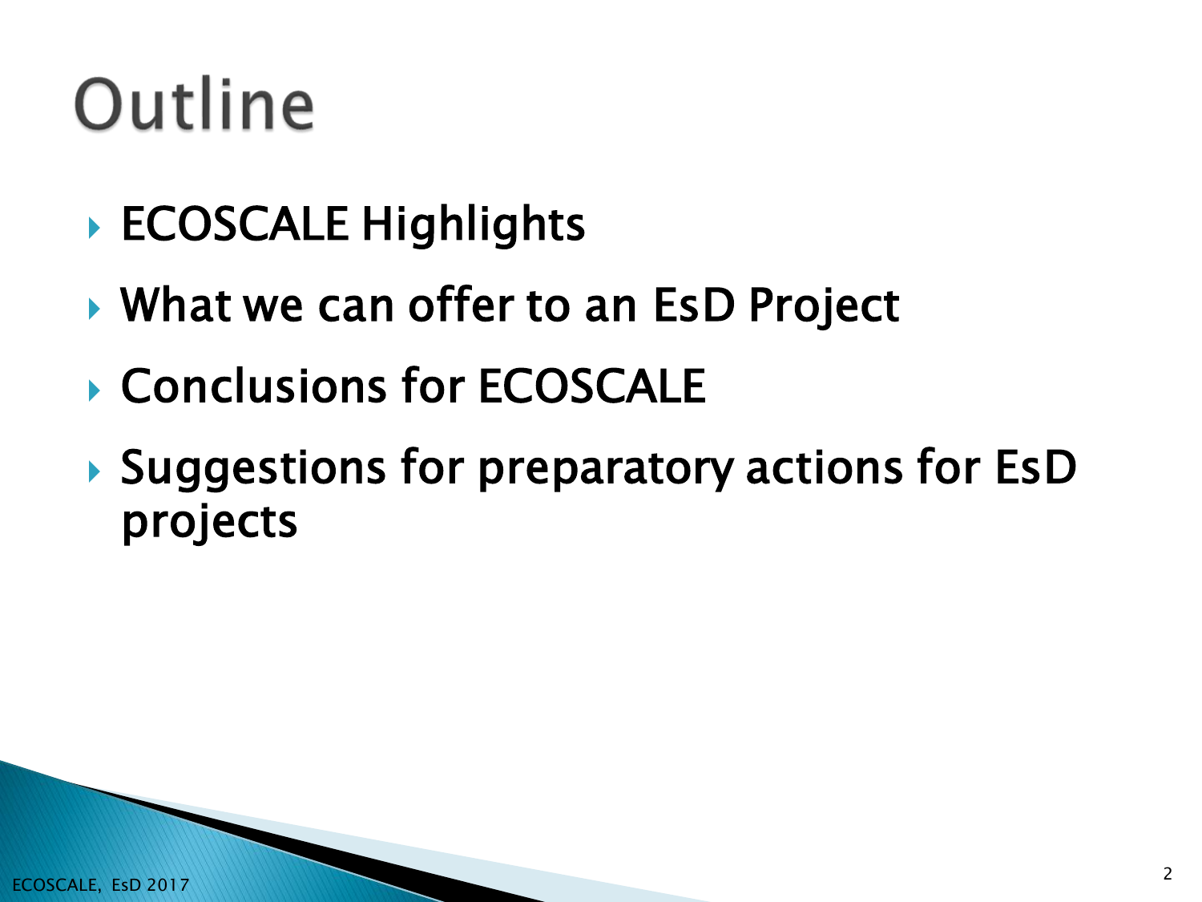# Outline

- ECOSCALE Highlights
- What we can offer to an EsD Project
- Conclusions for ECOSCALE
- Suggestions for preparatory actions for EsD projects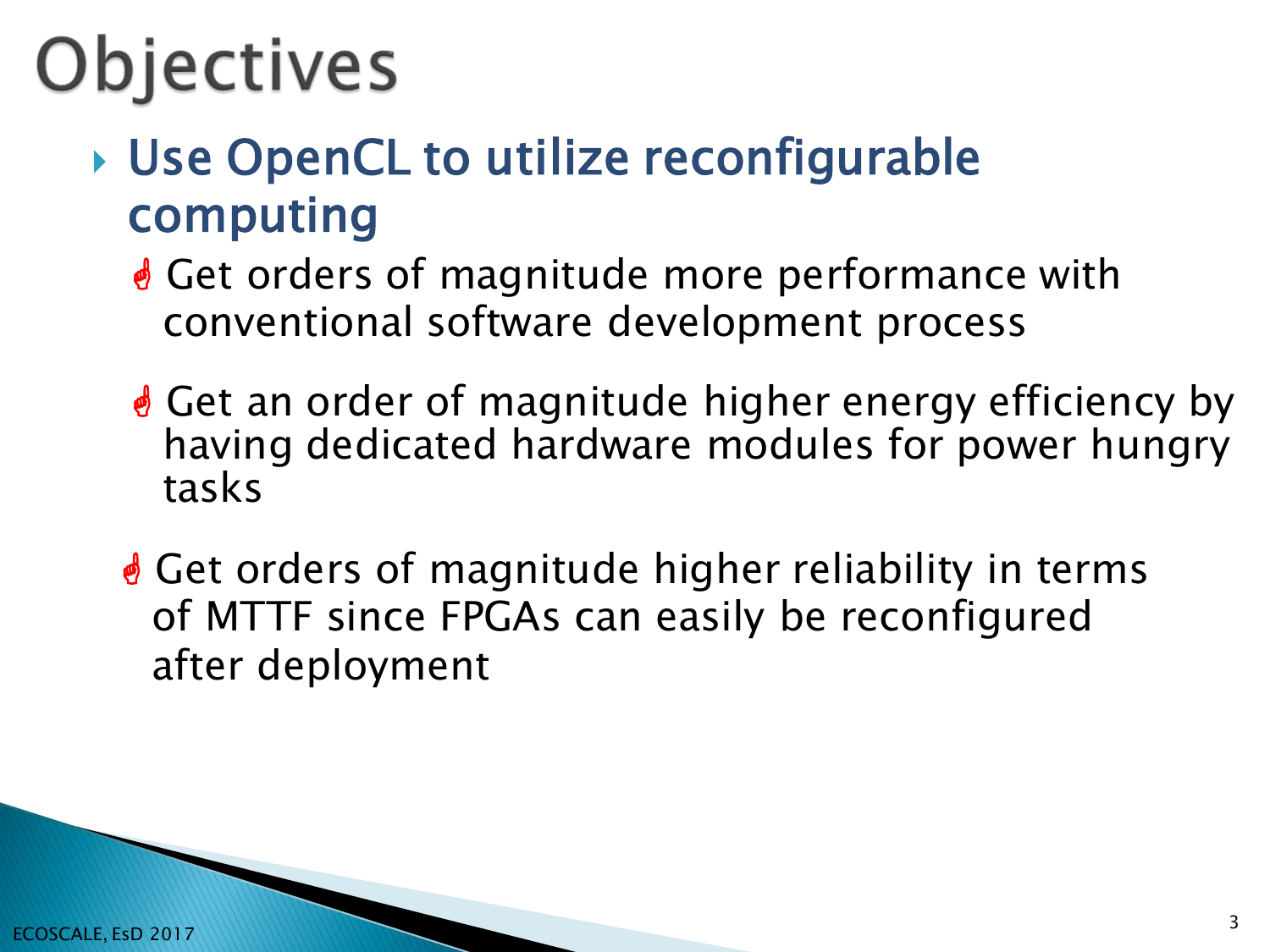# Objectives

- Use OpenCL to utilize reconfigurable computing
  - Get orders of magnitude more performance with conventional software development process
  - Get an order of magnitude higher energy efficiency by having dedicated hardware modules for power hungry tasks
  - Get orders of magnitude higher reliability in terms of MTTF since FPGAs can easily be reconfigured after deployment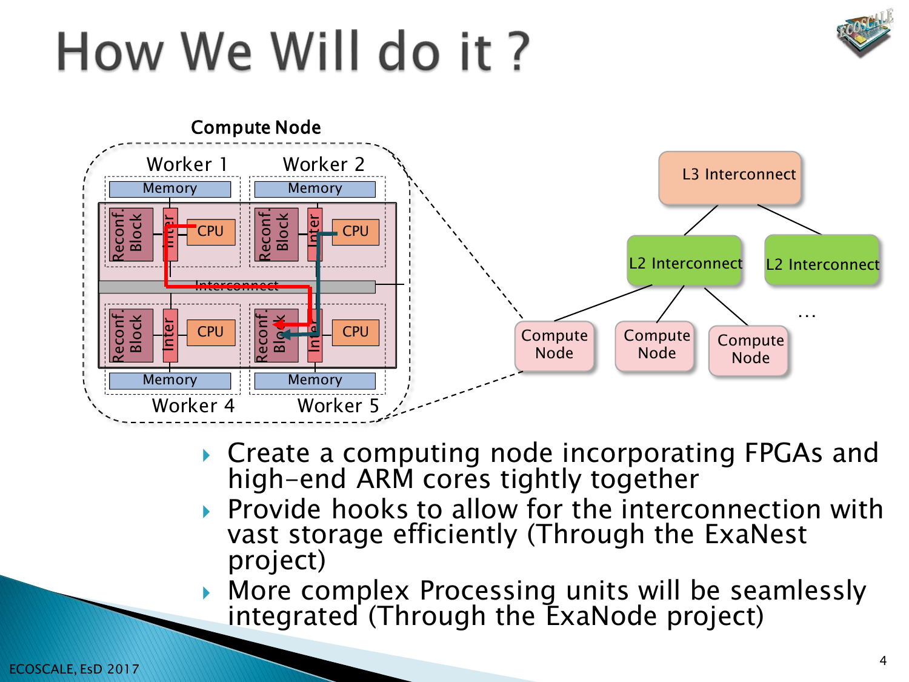# How We Will do it ?

Compute Node

Worker 1 | Worker 2

Memory | Memory

Reconf. Block | Inter | CPU | Reconf. Block | Inter | CPU

Interconnect

Reconf. Block | Inter | CPU | Reconf. Block | Inter | CPU

Memory | Memory

Worker 4 | Worker 5

L3 Interconnect

L2 Interconnect | L2 Interconnect

Compute Node | Compute Node | Compute Node | ...

- Create a computing node incorporating FPGAs and high-end ARM cores tightly together
- Provide hooks to allow for the interconnection with vast storage efficiently (Through the ExaNest project)
- More complex Processing units will be seamlessly integrated (Through the ExaNode project)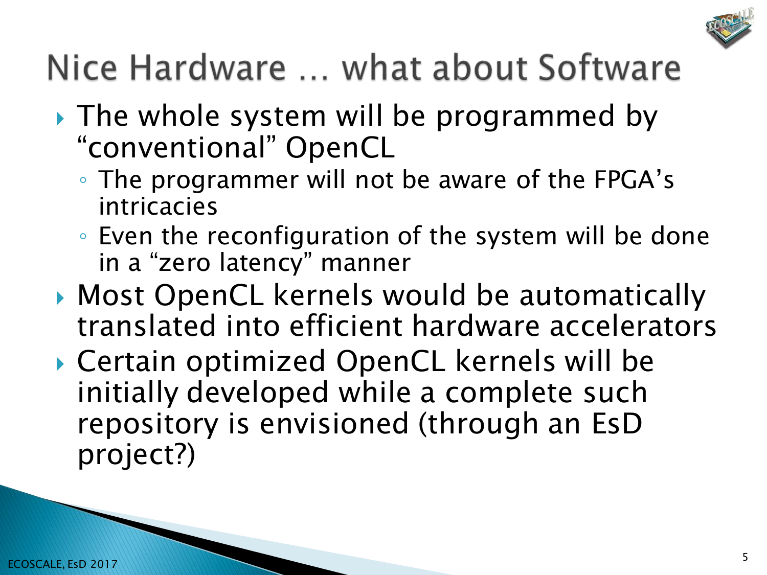# Nice Hardware … what about Software

- The whole system will be programmed by "conventional" OpenCL
  - The programmer will not be aware of the FPGA's intricacies
  - Even the reconfiguration of the system will be done in a "zero latency" manner
- Most OpenCL kernels would be automatically translated into efficient hardware accelerators
- Certain optimized OpenCL kernels will be initially developed while a complete such repository is envisioned (through an EsD project?)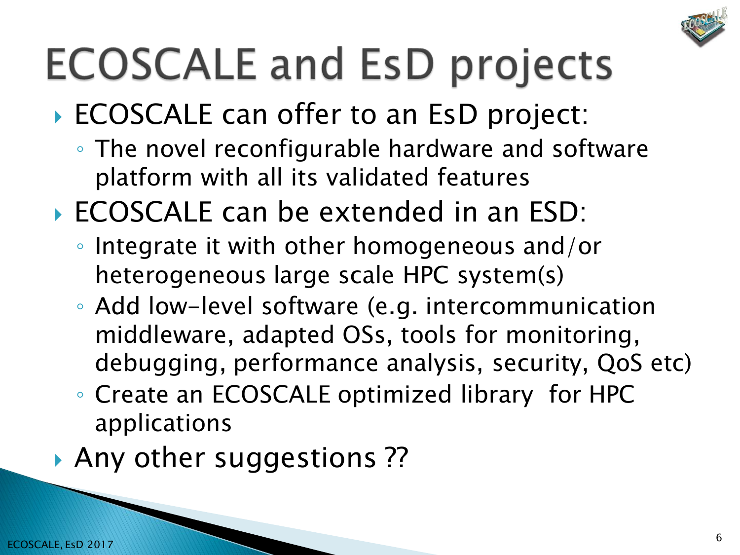# ECOSCALE and EsD projects

- ECOSCALE can offer to an EsD project:
  - The novel reconfigurable hardware and software platform with all its validated features
- ECOSCALE can be extended in an ESD:
  - Integrate it with other homogeneous and/or heterogeneous large scale HPC system(s)
  - Add low-level software (e.g. intercommunication middleware, adapted OSs, tools for monitoring, debugging, performance analysis, security, QoS etc)
  - Create an ECOSCALE optimized library for HPC applications
- Any other suggestions ??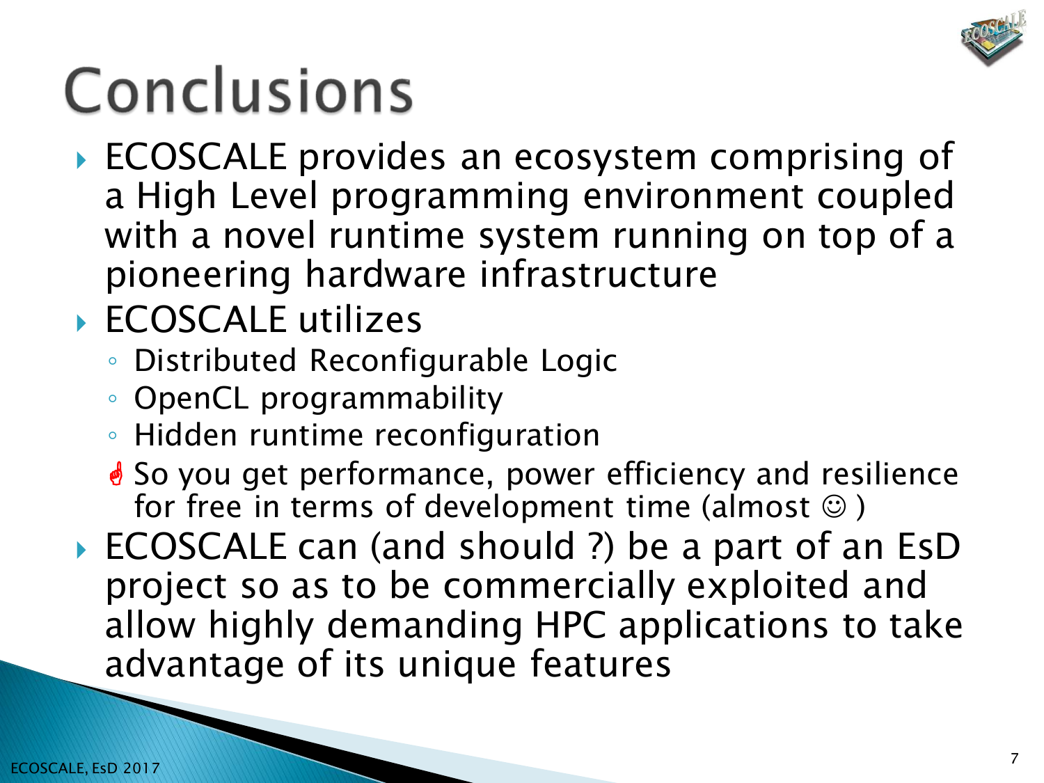# Conclusions

- ECOSCALE provides an ecosystem comprising of a High Level programming environment coupled with a novel runtime system running on top of a pioneering hardware infrastructure
- ECOSCALE utilizes
  - Distributed Reconfigurable Logic
  - OpenCL programmability
  - Hidden runtime reconfiguration
  - ☝ So you get performance, power efficiency and resilience for free in terms of development time (almost ☺ )
- ECOSCALE can (and should ?) be a part of an EsD project so as to be commercially exploited and allow highly demanding HPC applications to take advantage of its unique features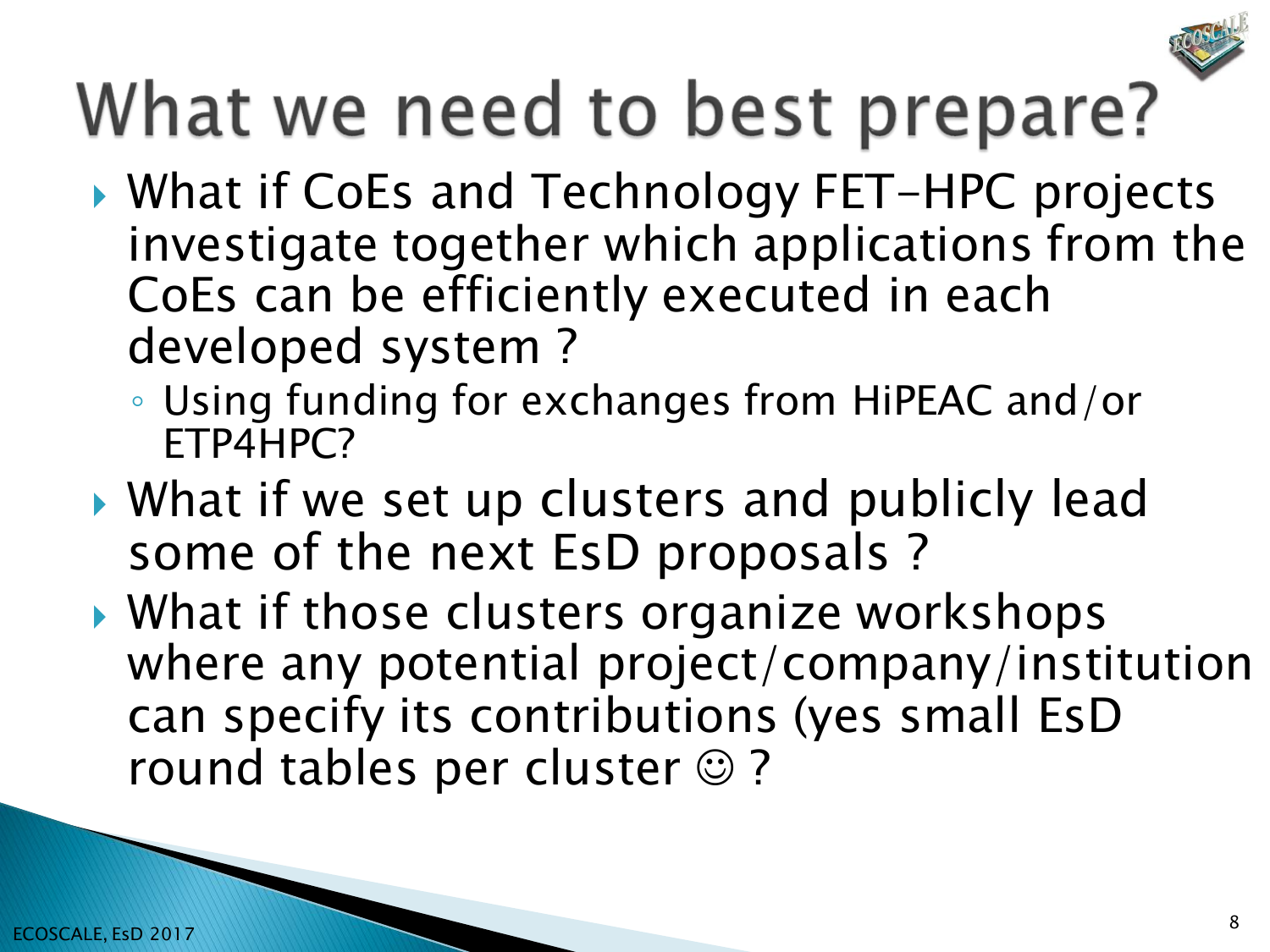# What we need to best prepare?

- What if CoEs and Technology FET-HPC projects investigate together which applications from the CoEs can be efficiently executed in each developed system ?
  - Using funding for exchanges from HiPEAC and/or ETP4HPC?
- What if we set up clusters and publicly lead some of the next EsD proposals ?
- What if those clusters organize workshops where any potential project/company/institution can specify its contributions (yes small EsD round tables per cluster ☺ ?